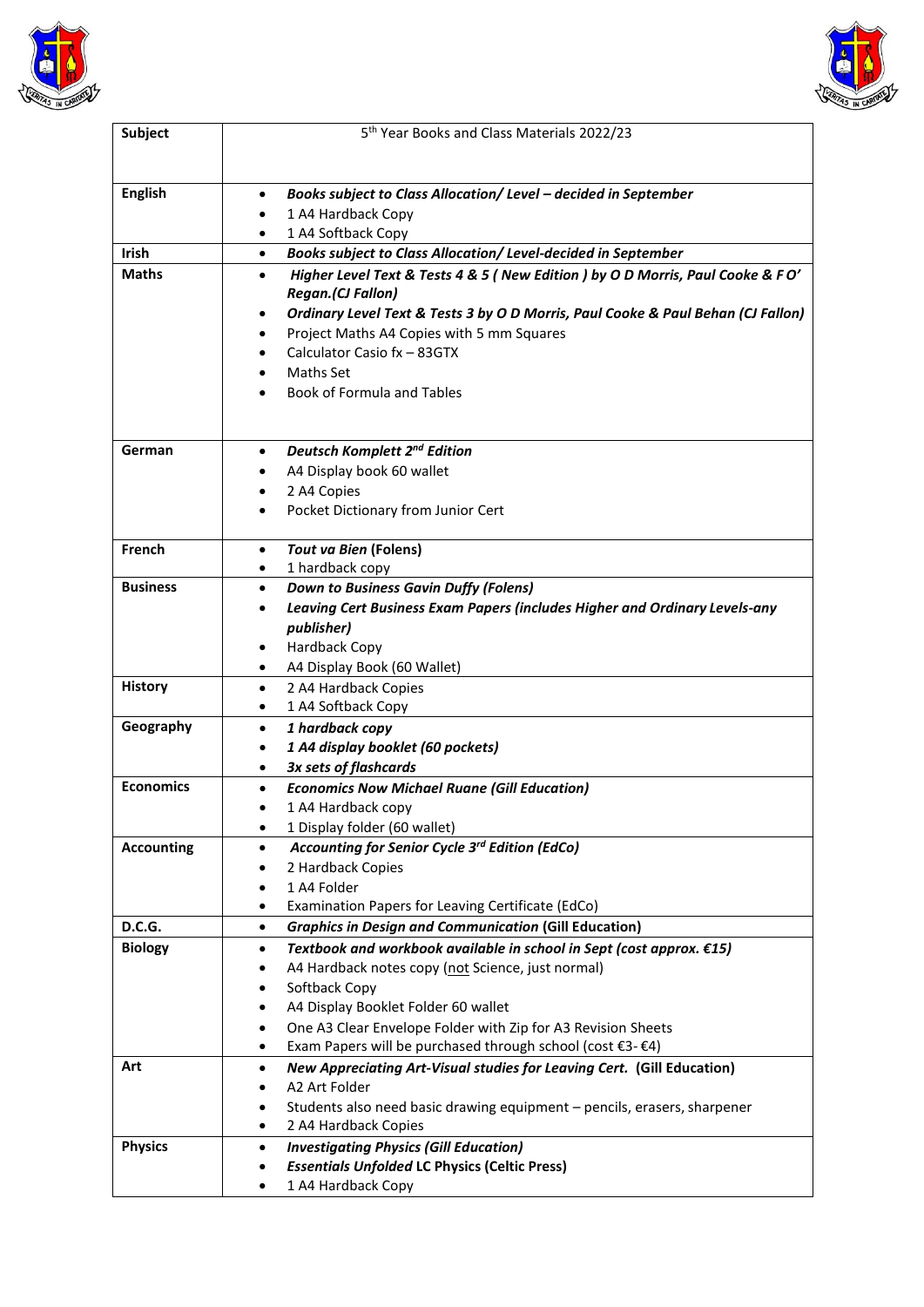| Subject | 5th Year Books and Class Materials 2022/23 |
| --- | --- |
| English | • ***Books subject to Class Allocation/ Level – decided in September***<br>• 1 A4 Hardback Copy<br>• 1 A4 Softback Copy |
| Irish | • ***Books subject to Class Allocation/ Level-decided in September*** |
| Maths | • ***Higher Level Text & Tests 4 & 5 ( New Edition ) by O D Morris, Paul Cooke & F O' Regan.(CJ Fallon)***<br>• ***Ordinary Level Text & Tests 3 by O D Morris, Paul Cooke & Paul Behan (CJ Fallon)***<br>• Project Maths A4 Copies with 5 mm Squares<br>• Calculator Casio fx – 83GTX<br>• Maths Set<br>• Book of Formula and Tables |
| German | • ***Deutsch Komplett 2nd Edition***<br>• A4 Display book 60 wallet<br>• 2 A4 Copies<br>• Pocket Dictionary from Junior Cert |
| French | • ***Tout va Bien*** **(Folens)**<br>• 1 hardback copy |
| Business | • ***Down to Business Gavin Duffy (Folens)***<br>• ***Leaving Cert Business Exam Papers (includes Higher and Ordinary Levels-any publisher)***<br>• Hardback Copy<br>• A4 Display Book (60 Wallet) |
| History | • 2 A4 Hardback Copies<br>• 1 A4 Softback Copy |
| Geography | • ***1 hardback copy***<br>• ***1 A4 display booklet (60 pockets)***<br>• ***3x sets of flashcards*** |
| Economics | • ***Economics Now Michael Ruane (Gill Education)***<br>• 1 A4 Hardback copy<br>• 1 Display folder (60 wallet) |
| Accounting | • ***Accounting for Senior Cycle 3rd Edition (EdCo)***<br>• 2 Hardback Copies<br>• 1 A4 Folder<br>• Examination Papers for Leaving Certificate (EdCo) |
| D.C.G. | • ***Graphics in Design and Communication*** **(Gill Education)** |
| Biology | • ***Textbook and workbook available in school in Sept (cost approx. €15)***<br>• A4 Hardback notes copy (not Science, just normal)<br>• Softback Copy<br>• A4 Display Booklet Folder 60 wallet<br>• One A3 Clear Envelope Folder with Zip for A3 Revision Sheets<br>• Exam Papers will be purchased through school (cost €3- €4) |
| Art | • ***New Appreciating Art-Visual studies for Leaving Cert.*** **(Gill Education)**<br>• A2 Art Folder<br>• Students also need basic drawing equipment – pencils, erasers, sharpener<br>• 2 A4 Hardback Copies |
| Physics | • ***Investigating Physics (Gill Education)***<br>• ***Essentials Unfolded*** **LC Physics (Celtic Press)**<br>• 1 A4 Hardback Copy |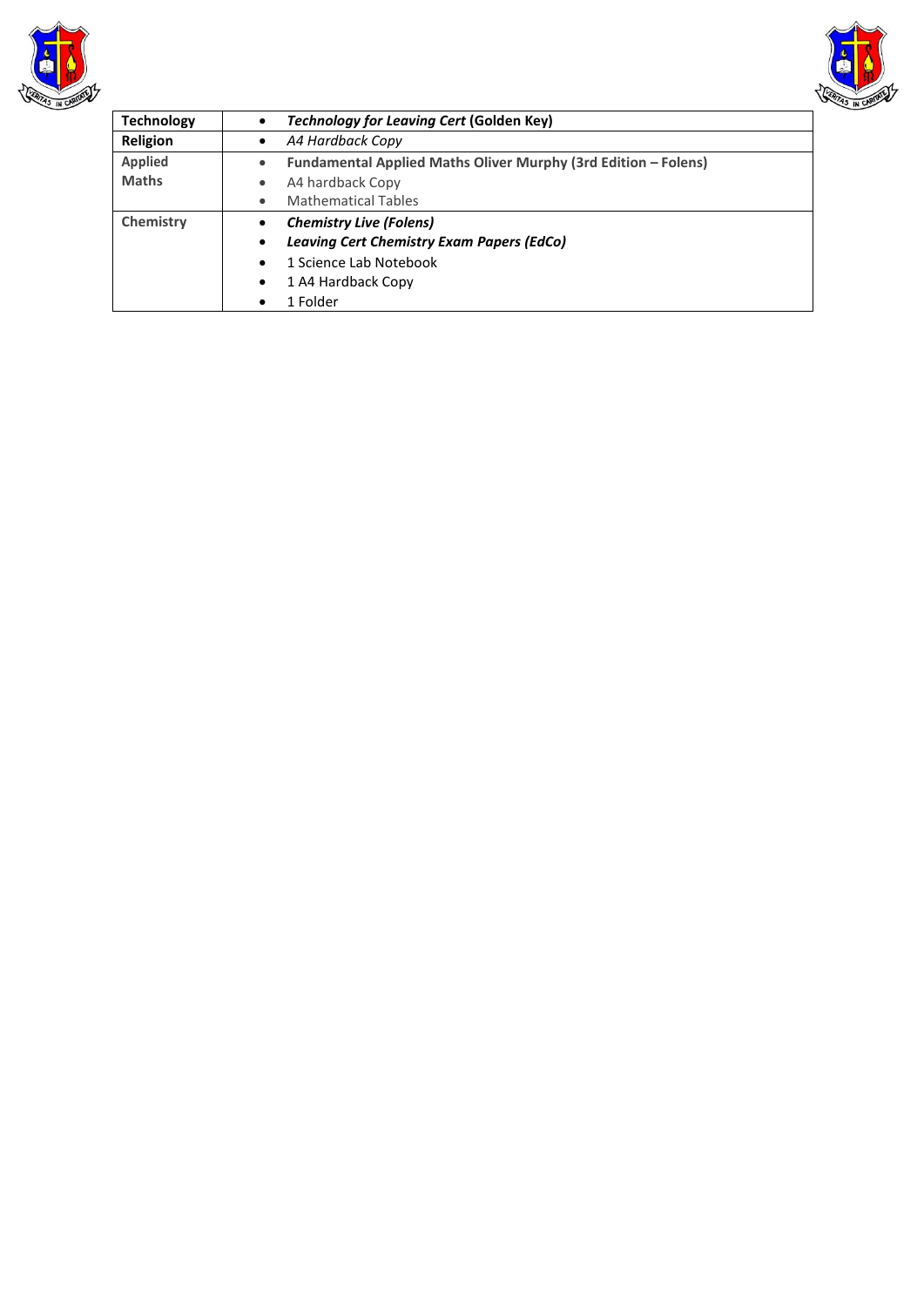| | |
|---|---|
| **Technology** | • ***Technology for Leaving Cert*** **(Golden Key)** |
| **Religion** | • *A4 Hardback Copy* |
| **Applied Maths** | • **Fundamental Applied Maths Oliver Murphy (3rd Edition – Folens)**<br>• A4 hardback Copy<br>• Mathematical Tables |
| **Chemistry** | • ***Chemistry Live (Folens)***<br>• ***Leaving Cert Chemistry Exam Papers (EdCo)***<br>• 1 Science Lab Notebook<br>• 1 A4 Hardback Copy<br>• 1 Folder |